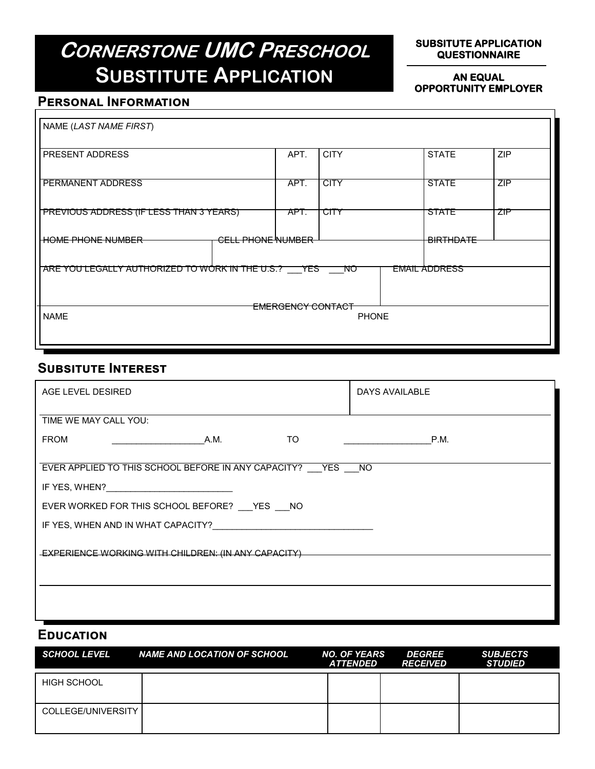# CORNERSTONE UMC PRESCHOOL SUBSTITUTE APPLICATION

**SUBSITUTE APPLICATION QUESTIONNAIRE**

**AN EQUAL OPPORTUNITY EMPLOYER**

## PERSONAL INFORMATION

NAME (*LAST NAME FIRST*)

| PRESENT ADDRESS | APT. | CITY | STATE | ZIP |
|---|---|---|---|---|
| | | | | |

| PERMANENT ADDRESS | APT. | CITY | STATE | ZIP |
|---|---|---|---|---|
| | | | | |

| PREVIOUS ADDRESS (IF LESS THAN 3 YEARS) | APT. | CITY | STATE | ZIP |
|---|---|---|---|---|
| | | | | |

| HOME PHONE NUMBER | CELL PHONE NUMBER | BIRTHDATE |
|---|---|---|
| | | |

ARE YOU LEGALLY AUTHORIZED TO WORK IN THE U.S.? ___YES ___NO

EMAIL ADDRESS

EMERGENCY CONTACT

| NAME | PHONE |
|---|---|
| | |

## SUBSITUTE INTEREST

| AGE LEVEL DESIRED | DAYS AVAILABLE |
|---|---|
| | |

TIME WE MAY CALL YOU:

FROM __________________A.M. TO _________________P.M.

EVER APPLIED TO THIS SCHOOL BEFORE IN ANY CAPACITY? ___YES ___NO

IF YES, WHEN?_________________________

EVER WORKED FOR THIS SCHOOL BEFORE? ___YES ___NO

IF YES, WHEN AND IN WHAT CAPACITY?________________________________

EXPERIENCE WORKING WITH CHILDREN: (IN ANY CAPACITY)

## EDUCATION

| *SCHOOL LEVEL* | *NAME AND LOCATION OF SCHOOL* | *NO. OF YEARS ATTENDED* | *DEGREE RECEIVED* | *SUBJECTS STUDIED* |
|---|---|---|---|---|
| HIGH SCHOOL | | | | |
| COLLEGE/UNIVERSITY | | | | |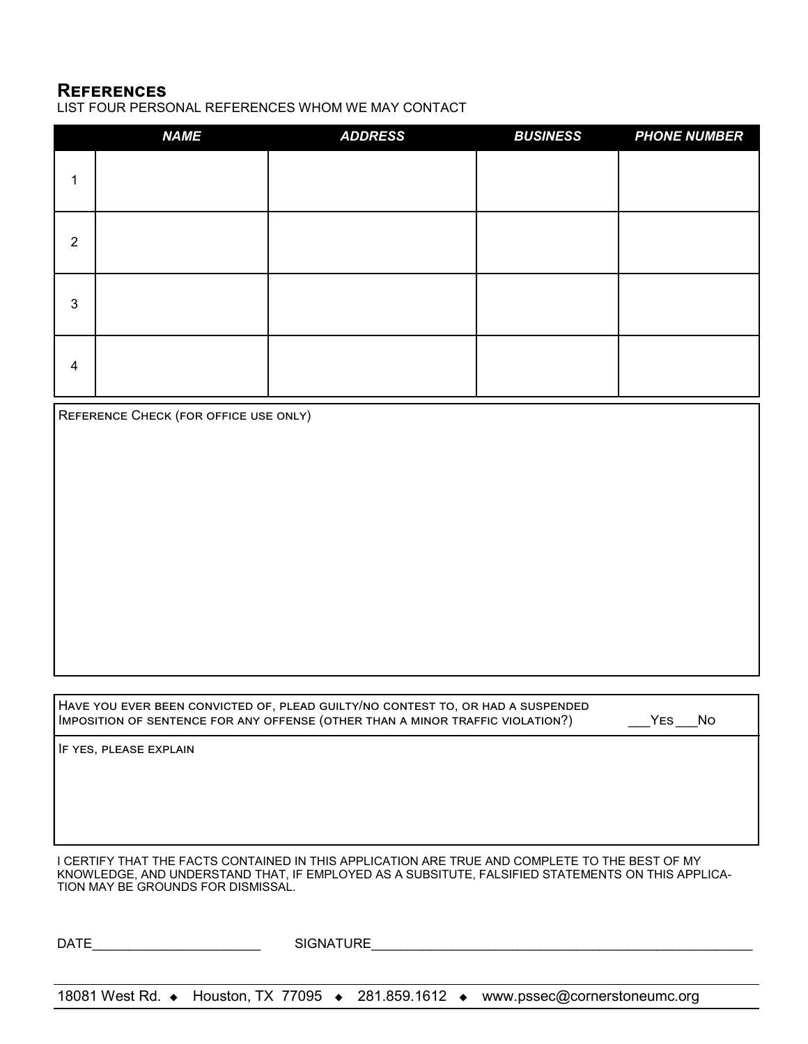## References

LIST FOUR PERSONAL REFERENCES WHOM WE MAY CONTACT

| | NAME | ADDRESS | BUSINESS | PHONE NUMBER |
|---|---|---|---|---|
| 1 | | | | |
| 2 | | | | |
| 3 | | | | |
| 4 | | | | |

Reference Check (for office use only)

Have you ever been convicted of, plead guilty/no contest to, or had a suspended Imposition of sentence for any offense (other than a minor traffic violation?) ___Yes ___No

If yes, please explain

I CERTIFY THAT THE FACTS CONTAINED IN THIS APPLICATION ARE TRUE AND COMPLETE TO THE BEST OF MY KNOWLEDGE, AND UNDERSTAND THAT, IF EMPLOYED AS A SUBSITUTE, FALSIFIED STATEMENTS ON THIS APPLICATION MAY BE GROUNDS FOR DISMISSAL.

DATE______________________ SIGNATURE__________________________________________________

18081 West Rd. ◆ Houston, TX 77095 ◆ 281.859.1612 ◆ www.pssec@cornerstoneumc.org